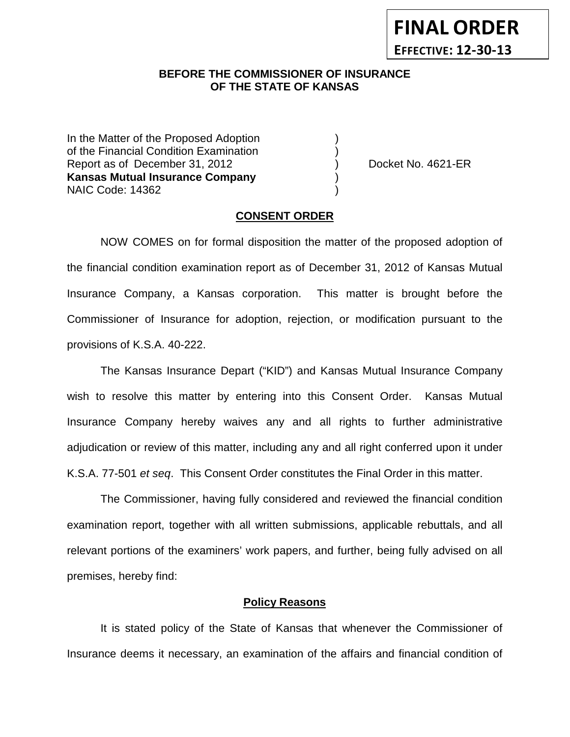**FINAL ORDER**
**EFFECTIVE: 12-30-13**

**BEFORE THE COMMISSIONER OF INSURANCE**
**OF THE STATE OF KANSAS**

In the Matter of the Proposed Adoption )
of the Financial Condition Examination )
Report as of December 31, 2012 ) Docket No. 4621-ER
**Kansas Mutual Insurance Company** )
NAIC Code: 14362 )

## CONSENT ORDER

NOW COMES on for formal disposition the matter of the proposed adoption of the financial condition examination report as of December 31, 2012 of Kansas Mutual Insurance Company, a Kansas corporation. This matter is brought before the Commissioner of Insurance for adoption, rejection, or modification pursuant to the provisions of K.S.A. 40-222.

The Kansas Insurance Depart ("KID") and Kansas Mutual Insurance Company wish to resolve this matter by entering into this Consent Order. Kansas Mutual Insurance Company hereby waives any and all rights to further administrative adjudication or review of this matter, including any and all right conferred upon it under K.S.A. 77-501 *et seq*. This Consent Order constitutes the Final Order in this matter.

The Commissioner, having fully considered and reviewed the financial condition examination report, together with all written submissions, applicable rebuttals, and all relevant portions of the examiners' work papers, and further, being fully advised on all premises, hereby find:

### Policy Reasons

It is stated policy of the State of Kansas that whenever the Commissioner of Insurance deems it necessary, an examination of the affairs and financial condition of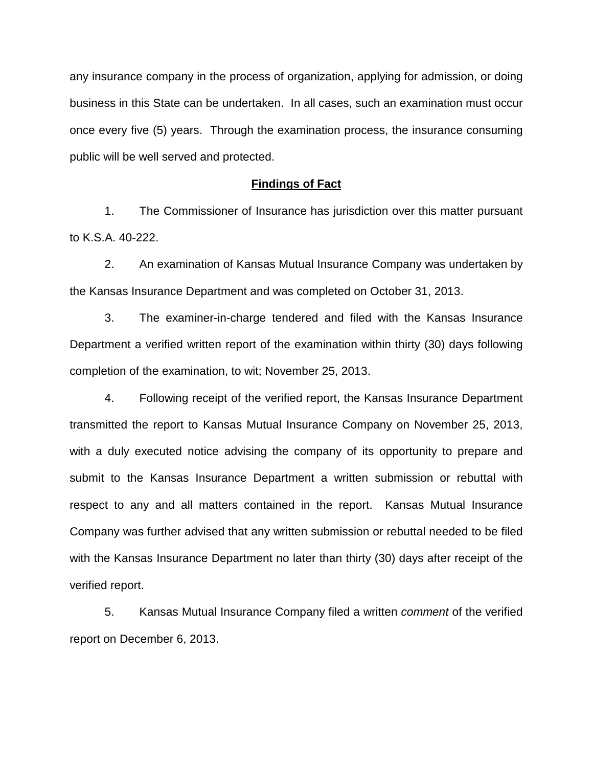any insurance company in the process of organization, applying for admission, or doing business in this State can be undertaken. In all cases, such an examination must occur once every five (5) years. Through the examination process, the insurance consuming public will be well served and protected.

## **Findings of Fact**

1. The Commissioner of Insurance has jurisdiction over this matter pursuant to K.S.A. 40-222.

2. An examination of Kansas Mutual Insurance Company was undertaken by the Kansas Insurance Department and was completed on October 31, 2013.

3. The examiner-in-charge tendered and filed with the Kansas Insurance Department a verified written report of the examination within thirty (30) days following completion of the examination, to wit; November 25, 2013.

4. Following receipt of the verified report, the Kansas Insurance Department transmitted the report to Kansas Mutual Insurance Company on November 25, 2013, with a duly executed notice advising the company of its opportunity to prepare and submit to the Kansas Insurance Department a written submission or rebuttal with respect to any and all matters contained in the report. Kansas Mutual Insurance Company was further advised that any written submission or rebuttal needed to be filed with the Kansas Insurance Department no later than thirty (30) days after receipt of the verified report.

5. Kansas Mutual Insurance Company filed a written *comment* of the verified report on December 6, 2013.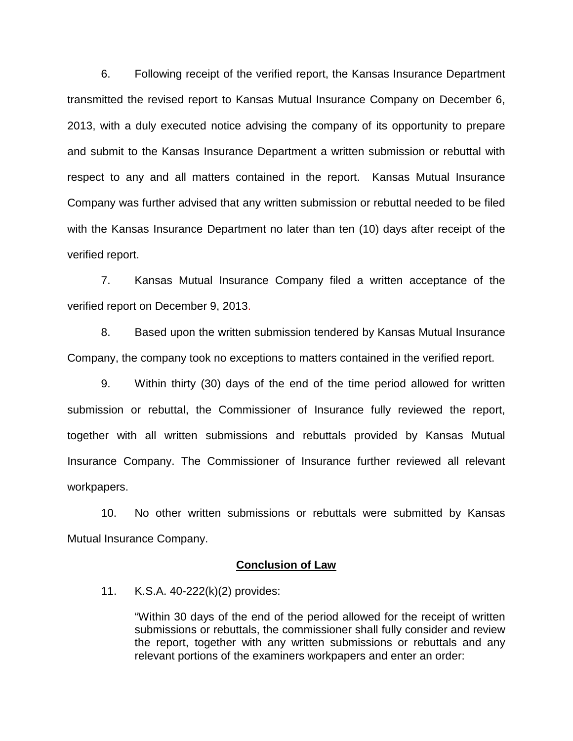6. Following receipt of the verified report, the Kansas Insurance Department transmitted the revised report to Kansas Mutual Insurance Company on December 6, 2013, with a duly executed notice advising the company of its opportunity to prepare and submit to the Kansas Insurance Department a written submission or rebuttal with respect to any and all matters contained in the report. Kansas Mutual Insurance Company was further advised that any written submission or rebuttal needed to be filed with the Kansas Insurance Department no later than ten (10) days after receipt of the verified report.

7. Kansas Mutual Insurance Company filed a written acceptance of the verified report on December 9, 2013.

8. Based upon the written submission tendered by Kansas Mutual Insurance Company, the company took no exceptions to matters contained in the verified report.

9. Within thirty (30) days of the end of the time period allowed for written submission or rebuttal, the Commissioner of Insurance fully reviewed the report, together with all written submissions and rebuttals provided by Kansas Mutual Insurance Company. The Commissioner of Insurance further reviewed all relevant workpapers.

10. No other written submissions or rebuttals were submitted by Kansas Mutual Insurance Company.

## Conclusion of Law

11. K.S.A. 40-222(k)(2) provides:

> "Within 30 days of the end of the period allowed for the receipt of written submissions or rebuttals, the commissioner shall fully consider and review the report, together with any written submissions or rebuttals and any relevant portions of the examiners workpapers and enter an order: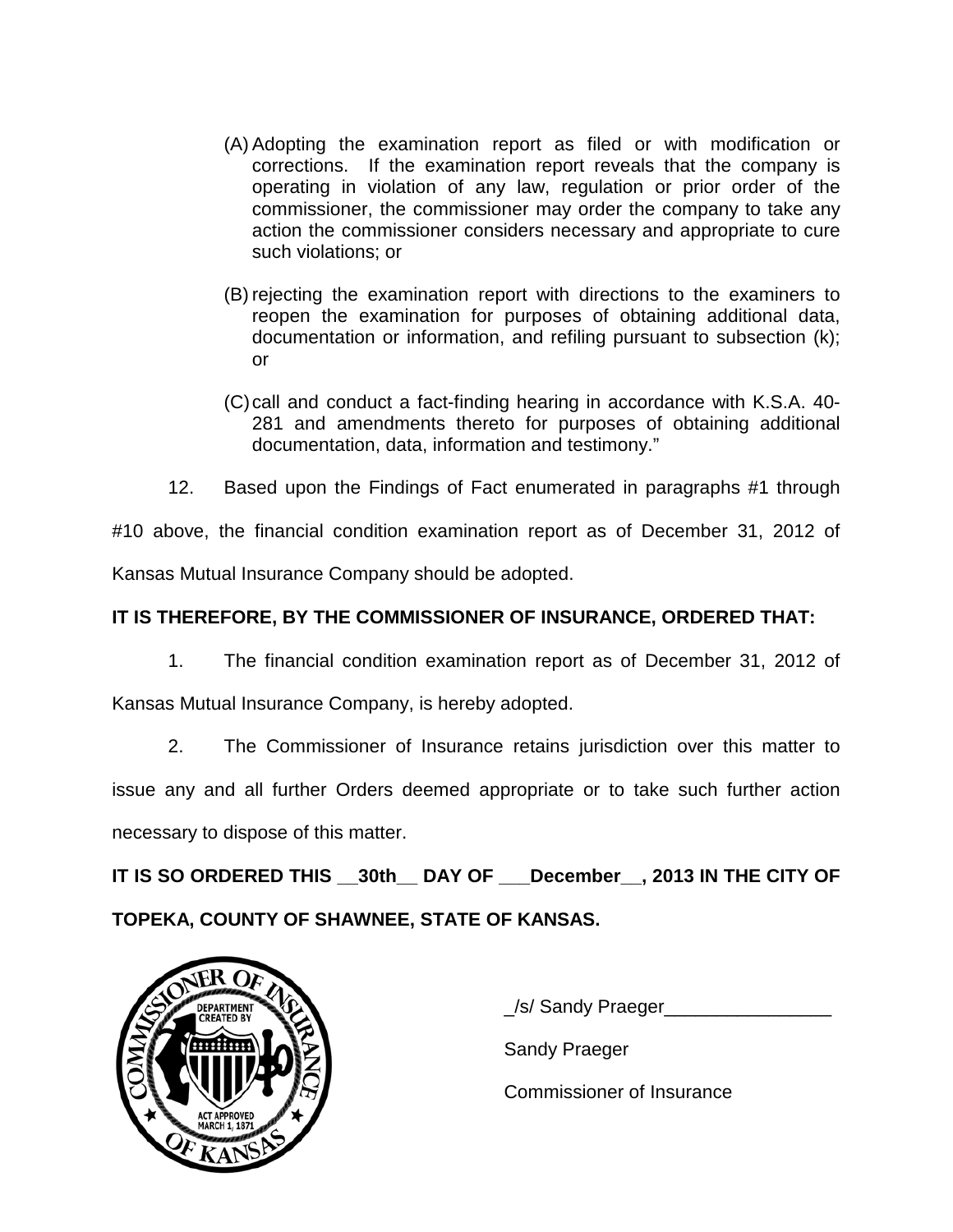(A) Adopting the examination report as filed or with modification or corrections. If the examination report reveals that the company is operating in violation of any law, regulation or prior order of the commissioner, the commissioner may order the company to take any action the commissioner considers necessary and appropriate to cure such violations; or

(B) rejecting the examination report with directions to the examiners to reopen the examination for purposes of obtaining additional data, documentation or information, and refiling pursuant to subsection (k); or

(C) call and conduct a fact-finding hearing in accordance with K.S.A. 40-281 and amendments thereto for purposes of obtaining additional documentation, data, information and testimony."

12. Based upon the Findings of Fact enumerated in paragraphs #1 through #10 above, the financial condition examination report as of December 31, 2012 of Kansas Mutual Insurance Company should be adopted.

**IT IS THEREFORE, BY THE COMMISSIONER OF INSURANCE, ORDERED THAT:**

1. The financial condition examination report as of December 31, 2012 of Kansas Mutual Insurance Company, is hereby adopted.

2. The Commissioner of Insurance retains jurisdiction over this matter to issue any and all further Orders deemed appropriate or to take such further action necessary to dispose of this matter.

**IT IS SO ORDERED THIS __30th__ DAY OF ___December__, 2013 IN THE CITY OF TOPEKA, COUNTY OF SHAWNEE, STATE OF KANSAS.**

_/s/ Sandy Praeger________________

Sandy Praeger

Commissioner of Insurance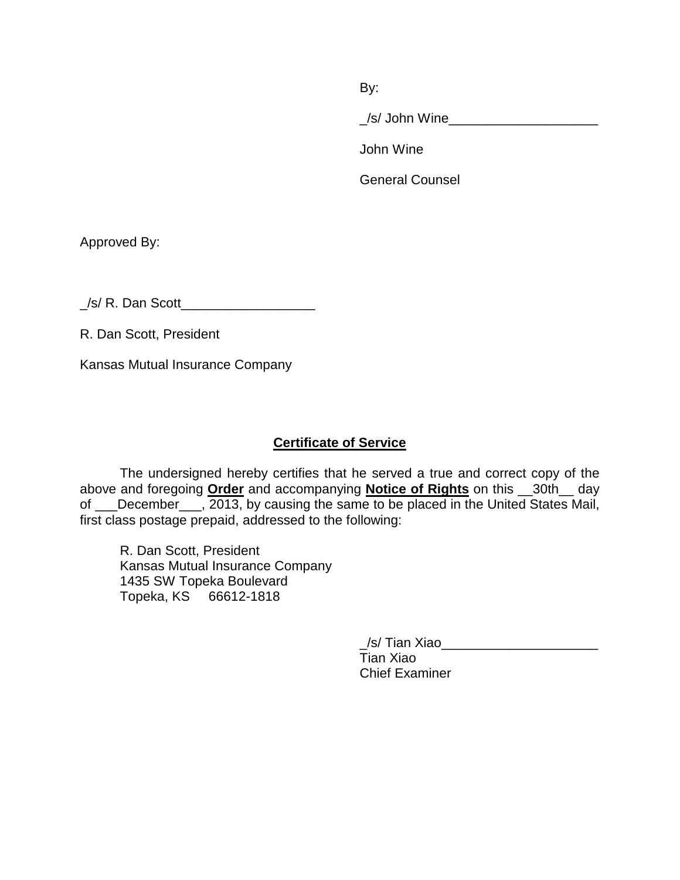By:

_/s/ John Wine____________________

John Wine

General Counsel

Approved By:

_/s/ R. Dan Scott__________________

R. Dan Scott, President

Kansas Mutual Insurance Company

## **Certificate of Service**

The undersigned hereby certifies that he served a true and correct copy of the above and foregoing **Order** and accompanying **Notice of Rights** on this __30th__ day of ___December___, 2013, by causing the same to be placed in the United States Mail, first class postage prepaid, addressed to the following:

R. Dan Scott, President
Kansas Mutual Insurance Company
1435 SW Topeka Boulevard
Topeka, KS 66612-1818

_/s/ Tian Xiao_____________________
Tian Xiao
Chief Examiner